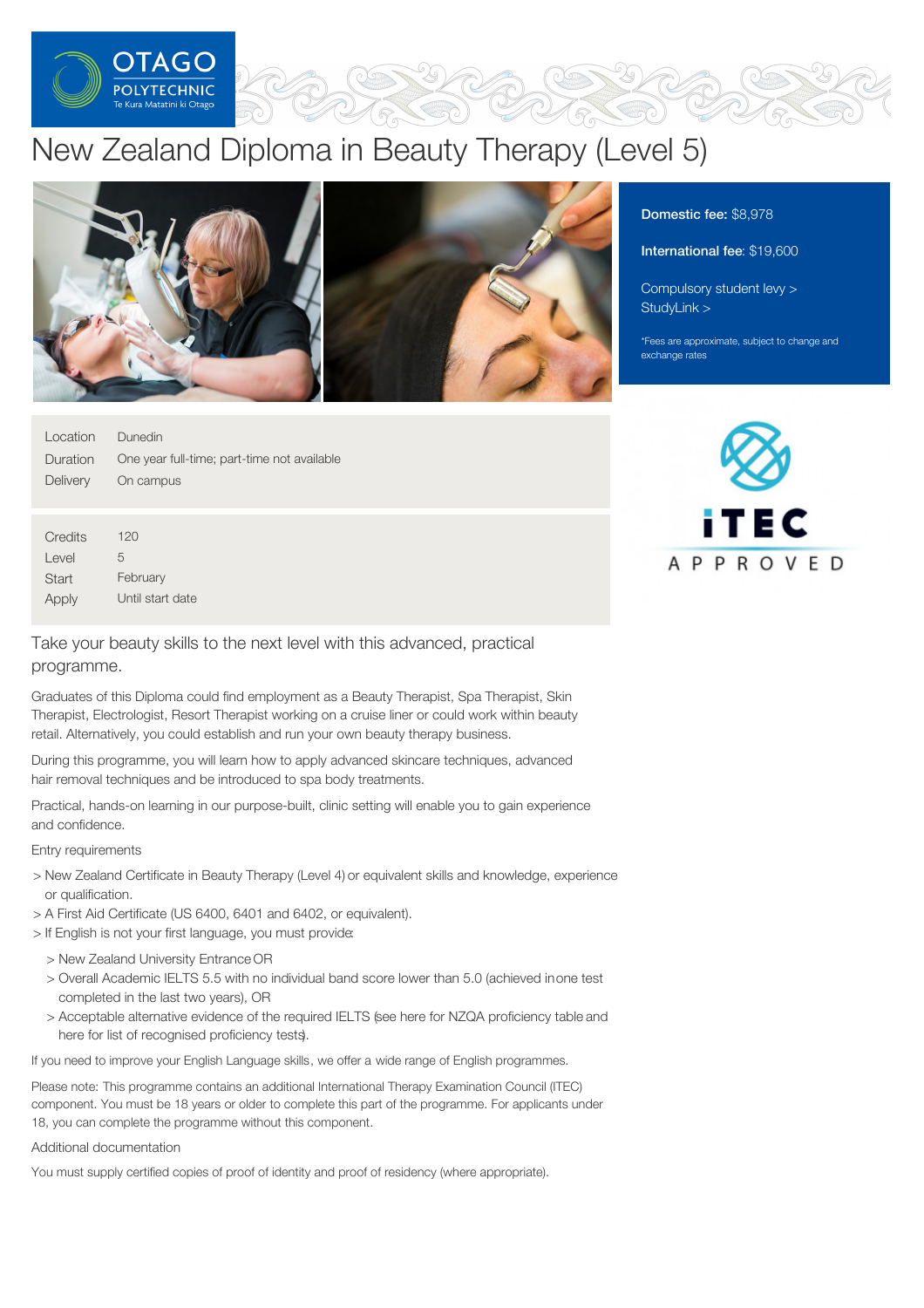# New Zealand Diploma in Beauty Therapy (Level 5)

**Domestic fee:** $8,978

**International fee**: $19,600

Compulsory student levy >

StudyLink >

*Fees are approximate, subject to change and exchange rates

| | |
|---|---|
| Location | Dunedin |
| Duration | One year full-time; part-time not available |
| Delivery | On campus |

| | |
|---|---|
| Credits | 120 |
| Level | 5 |
| Start | February |
| Apply | Until start date |

## Take your beauty skills to the next level with this advanced, practical programme.

Graduates of this Diploma could find employment as a Beauty Therapist, Spa Therapist, Skin Therapist, Electrologist, Resort Therapist working on a cruise liner or could work within beauty retail. Alternatively, you could establish and run your own beauty therapy business.

During this programme, you will learn how to apply advanced skincare techniques, advanced hair removal techniques and be introduced to spa body treatments.

Practical, hands-on learning in our purpose-built, clinic setting will enable you to gain experience and confidence.

### Entry requirements

- New Zealand Certificate in Beauty Therapy (Level 4) or equivalent skills and knowledge, experience or qualification.
- A First Aid Certificate (US 6400, 6401 and 6402, or equivalent).
- If English is not your first language, you must provide:
  - New Zealand University Entrance OR
  - Overall Academic IELTS 5.5 with no individual band score lower than 5.0 (achieved in one test completed in the last two years), OR
  - Acceptable alternative evidence of the required IELTS (see here for NZQA proficiency table and here for list of recognised proficiency tests).

If you need to improve your English Language skills, we offer a wide range of English programmes.

Please note: This programme contains an additional International Therapy Examination Council (ITEC) component. You must be 18 years or older to complete this part of the programme. For applicants under 18, you can complete the programme without this component.

### Additional documentation

You must supply certified copies of proof of identity and proof of residency (where appropriate).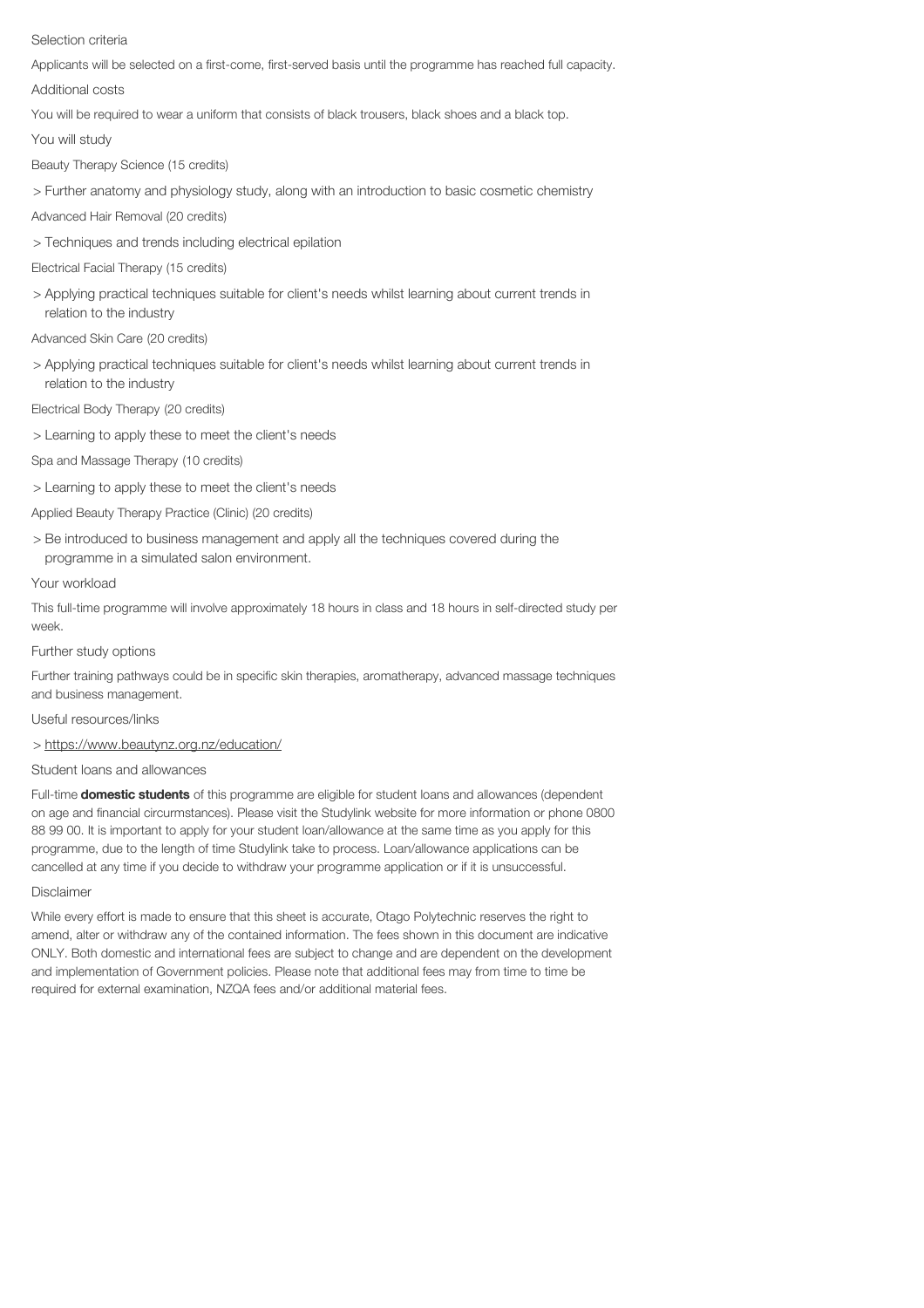## Selection criteria

Applicants will be selected on a first-come, first-served basis until the programme has reached full capacity.

## Additional costs

You will be required to wear a uniform that consists of black trousers, black shoes and a black top.

## You will study

Beauty Therapy Science (15 credits)

> Further anatomy and physiology study, along with an introduction to basic cosmetic chemistry

Advanced Hair Removal (20 credits)

> Techniques and trends including electrical epilation

Electrical Facial Therapy (15 credits)

> Applying practical techniques suitable for client's needs whilst learning about current trends in relation to the industry

Advanced Skin Care (20 credits)

> Applying practical techniques suitable for client's needs whilst learning about current trends in relation to the industry

Electrical Body Therapy (20 credits)

> Learning to apply these to meet the client's needs

Spa and Massage Therapy (10 credits)

> Learning to apply these to meet the client's needs

Applied Beauty Therapy Practice (Clinic) (20 credits)

> Be introduced to business management and apply all the techniques covered during the programme in a simulated salon environment.

## Your workload

This full-time programme will involve approximately 18 hours in class and 18 hours in self-directed study per week.

## Further study options

Further training pathways could be in specific skin therapies, aromatherapy, advanced massage techniques and business management.

## Useful resources/links

> https://www.beautynz.org.nz/education/

## Student loans and allowances

Full-time **domestic students** of this programme are eligible for student loans and allowances (dependent on age and financial circurmstances). Please visit the Studylink website for more information or phone 0800 88 99 00. It is important to apply for your student loan/allowance at the same time as you apply for this programme, due to the length of time Studylink take to process. Loan/allowance applications can be cancelled at any time if you decide to withdraw your programme application or if it is unsuccessful.

## Disclaimer

While every effort is made to ensure that this sheet is accurate, Otago Polytechnic reserves the right to amend, alter or withdraw any of the contained information. The fees shown in this document are indicative ONLY. Both domestic and international fees are subject to change and are dependent on the development and implementation of Government policies. Please note that additional fees may from time to time be required for external examination, NZQA fees and/or additional material fees.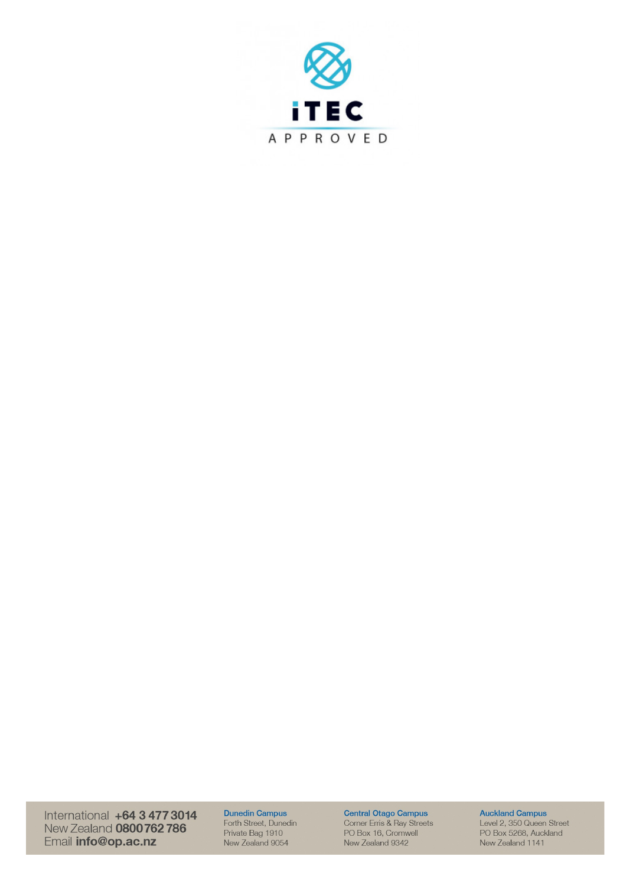iTEC

APPROVED

International **+64 3 477 3014**
New Zealand **0800 762 786**
Email **info@op.ac.nz**

**Dunedin Campus**
Forth Street, Dunedin
Private Bag 1910
New Zealand 9054

**Central Otago Campus**
Corner Erris & Ray Streets
PO Box 16, Cromwell
New Zealand 9342

**Auckland Campus**
Level 2, 350 Queen Street
PO Box 5268, Auckland
New Zealand 1141